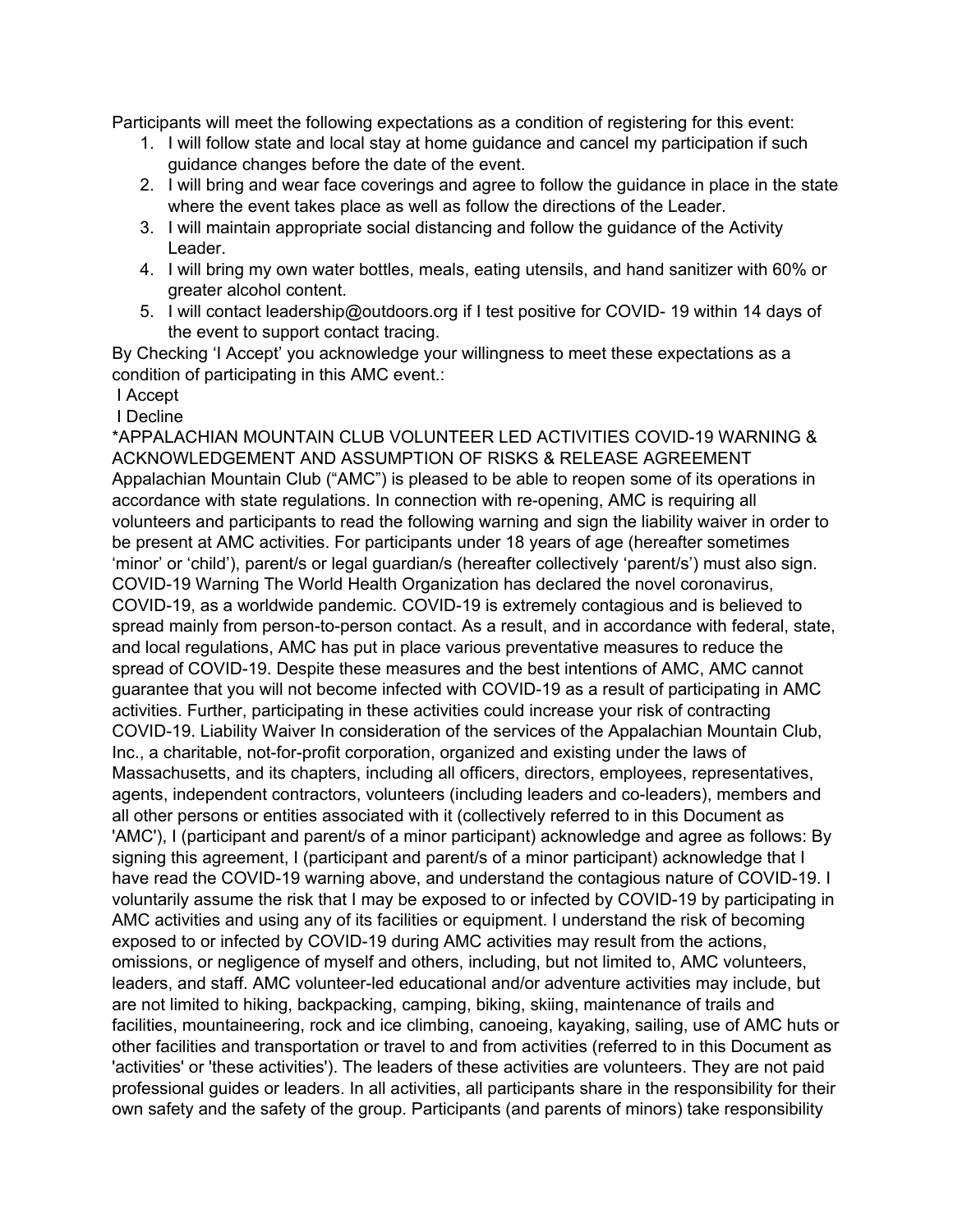Participants will meet the following expectations as a condition of registering for this event:

1. I will follow state and local stay at home guidance and cancel my participation if such guidance changes before the date of the event.
2. I will bring and wear face coverings and agree to follow the guidance in place in the state where the event takes place as well as follow the directions of the Leader.
3. I will maintain appropriate social distancing and follow the guidance of the Activity Leader.
4. I will bring my own water bottles, meals, eating utensils, and hand sanitizer with 60% or greater alcohol content.
5. I will contact leadership@outdoors.org if I test positive for COVID- 19 within 14 days of the event to support contact tracing.

By Checking 'I Accept' you acknowledge your willingness to meet these expectations as a condition of participating in this AMC event.:

I Accept

I Decline

*APPALACHIAN MOUNTAIN CLUB VOLUNTEER LED ACTIVITIES COVID-19 WARNING & ACKNOWLEDGEMENT AND ASSUMPTION OF RISKS & RELEASE AGREEMENT

Appalachian Mountain Club ("AMC") is pleased to be able to reopen some of its operations in accordance with state regulations. In connection with re-opening, AMC is requiring all volunteers and participants to read the following warning and sign the liability waiver in order to be present at AMC activities. For participants under 18 years of age (hereafter sometimes 'minor' or 'child'), parent/s or legal guardian/s (hereafter collectively 'parent/s') must also sign. COVID-19 Warning The World Health Organization has declared the novel coronavirus, COVID-19, as a worldwide pandemic. COVID-19 is extremely contagious and is believed to spread mainly from person-to-person contact. As a result, and in accordance with federal, state, and local regulations, AMC has put in place various preventative measures to reduce the spread of COVID-19. Despite these measures and the best intentions of AMC, AMC cannot guarantee that you will not become infected with COVID-19 as a result of participating in AMC activities. Further, participating in these activities could increase your risk of contracting COVID-19. Liability Waiver In consideration of the services of the Appalachian Mountain Club, Inc., a charitable, not-for-profit corporation, organized and existing under the laws of Massachusetts, and its chapters, including all officers, directors, employees, representatives, agents, independent contractors, volunteers (including leaders and co-leaders), members and all other persons or entities associated with it (collectively referred to in this Document as 'AMC'), I (participant and parent/s of a minor participant) acknowledge and agree as follows: By signing this agreement, I (participant and parent/s of a minor participant) acknowledge that I have read the COVID-19 warning above, and understand the contagious nature of COVID-19. I voluntarily assume the risk that I may be exposed to or infected by COVID-19 by participating in AMC activities and using any of its facilities or equipment. I understand the risk of becoming exposed to or infected by COVID-19 during AMC activities may result from the actions, omissions, or negligence of myself and others, including, but not limited to, AMC volunteers, leaders, and staff. AMC volunteer-led educational and/or adventure activities may include, but are not limited to hiking, backpacking, camping, biking, skiing, maintenance of trails and facilities, mountaineering, rock and ice climbing, canoeing, kayaking, sailing, use of AMC huts or other facilities and transportation or travel to and from activities (referred to in this Document as 'activities' or 'these activities'). The leaders of these activities are volunteers. They are not paid professional guides or leaders. In all activities, all participants share in the responsibility for their own safety and the safety of the group. Participants (and parents of minors) take responsibility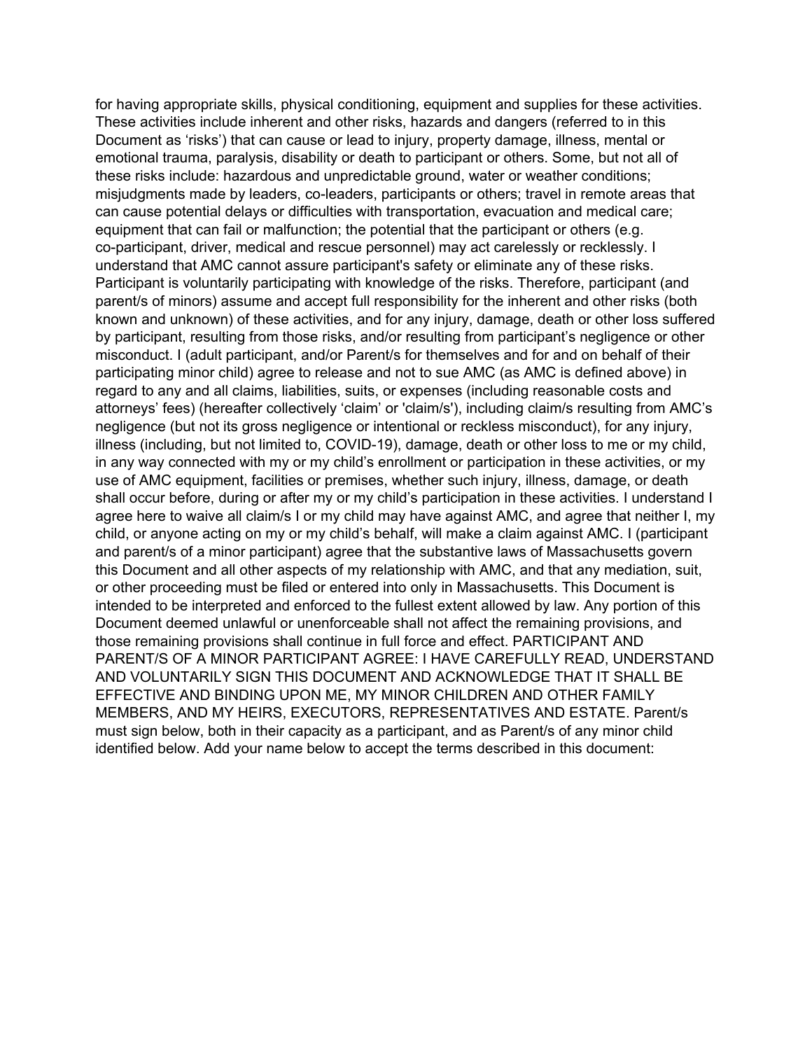for having appropriate skills, physical conditioning, equipment and supplies for these activities. These activities include inherent and other risks, hazards and dangers (referred to in this Document as 'risks') that can cause or lead to injury, property damage, illness, mental or emotional trauma, paralysis, disability or death to participant or others. Some, but not all of these risks include: hazardous and unpredictable ground, water or weather conditions; misjudgments made by leaders, co-leaders, participants or others; travel in remote areas that can cause potential delays or difficulties with transportation, evacuation and medical care; equipment that can fail or malfunction; the potential that the participant or others (e.g. co-participant, driver, medical and rescue personnel) may act carelessly or recklessly. I understand that AMC cannot assure participant's safety or eliminate any of these risks. Participant is voluntarily participating with knowledge of the risks. Therefore, participant (and parent/s of minors) assume and accept full responsibility for the inherent and other risks (both known and unknown) of these activities, and for any injury, damage, death or other loss suffered by participant, resulting from those risks, and/or resulting from participant's negligence or other misconduct. I (adult participant, and/or Parent/s for themselves and for and on behalf of their participating minor child) agree to release and not to sue AMC (as AMC is defined above) in regard to any and all claims, liabilities, suits, or expenses (including reasonable costs and attorneys' fees) (hereafter collectively 'claim' or 'claim/s'), including claim/s resulting from AMC's negligence (but not its gross negligence or intentional or reckless misconduct), for any injury, illness (including, but not limited to, COVID-19), damage, death or other loss to me or my child, in any way connected with my or my child's enrollment or participation in these activities, or my use of AMC equipment, facilities or premises, whether such injury, illness, damage, or death shall occur before, during or after my or my child's participation in these activities. I understand I agree here to waive all claim/s I or my child may have against AMC, and agree that neither I, my child, or anyone acting on my or my child's behalf, will make a claim against AMC. I (participant and parent/s of a minor participant) agree that the substantive laws of Massachusetts govern this Document and all other aspects of my relationship with AMC, and that any mediation, suit, or other proceeding must be filed or entered into only in Massachusetts. This Document is intended to be interpreted and enforced to the fullest extent allowed by law. Any portion of this Document deemed unlawful or unenforceable shall not affect the remaining provisions, and those remaining provisions shall continue in full force and effect. PARTICIPANT AND PARENT/S OF A MINOR PARTICIPANT AGREE: I HAVE CAREFULLY READ, UNDERSTAND AND VOLUNTARILY SIGN THIS DOCUMENT AND ACKNOWLEDGE THAT IT SHALL BE EFFECTIVE AND BINDING UPON ME, MY MINOR CHILDREN AND OTHER FAMILY MEMBERS, AND MY HEIRS, EXECUTORS, REPRESENTATIVES AND ESTATE. Parent/s must sign below, both in their capacity as a participant, and as Parent/s of any minor child identified below. Add your name below to accept the terms described in this document: